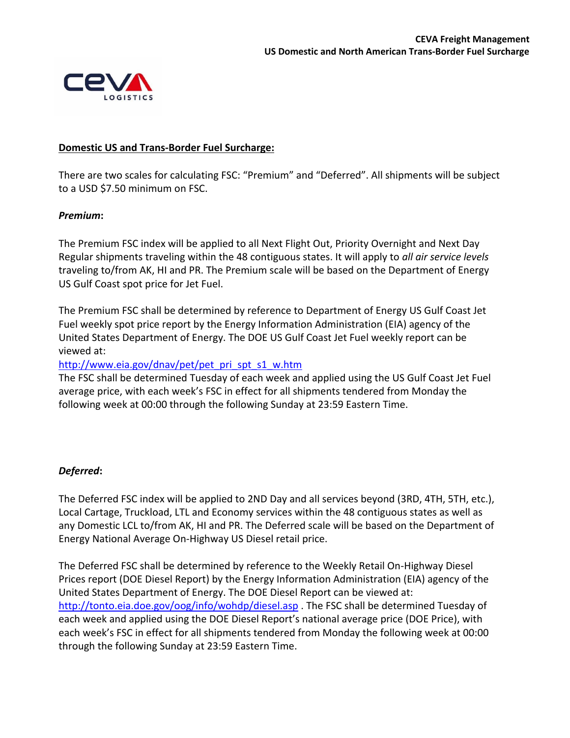**CEVA Freight Management**
**US Domestic and North American Trans-Border Fuel Surcharge**

## Domestic US and Trans-Border Fuel Surcharge:

There are two scales for calculating FSC: "Premium" and "Deferred". All shipments will be subject to a USD $7.50 minimum on FSC.

### *Premium*:

The Premium FSC index will be applied to all Next Flight Out, Priority Overnight and Next Day Regular shipments traveling within the 48 contiguous states. It will apply to *all air service levels* traveling to/from AK, HI and PR. The Premium scale will be based on the Department of Energy US Gulf Coast spot price for Jet Fuel.

The Premium FSC shall be determined by reference to Department of Energy US Gulf Coast Jet Fuel weekly spot price report by the Energy Information Administration (EIA) agency of the United States Department of Energy. The DOE US Gulf Coast Jet Fuel weekly report can be viewed at:
http://www.eia.gov/dnav/pet/pet_pri_spt_s1_w.htm
The FSC shall be determined Tuesday of each week and applied using the US Gulf Coast Jet Fuel average price, with each week's FSC in effect for all shipments tendered from Monday the following week at 00:00 through the following Sunday at 23:59 Eastern Time.

### *Deferred*:

The Deferred FSC index will be applied to 2ND Day and all services beyond (3RD, 4TH, 5TH, etc.), Local Cartage, Truckload, LTL and Economy services within the 48 contiguous states as well as any Domestic LCL to/from AK, HI and PR. The Deferred scale will be based on the Department of Energy National Average On-Highway US Diesel retail price.

The Deferred FSC shall be determined by reference to the Weekly Retail On-Highway Diesel Prices report (DOE Diesel Report) by the Energy Information Administration (EIA) agency of the United States Department of Energy. The DOE Diesel Report can be viewed at:
http://tonto.eia.doe.gov/oog/info/wohdp/diesel.asp . The FSC shall be determined Tuesday of each week and applied using the DOE Diesel Report's national average price (DOE Price), with each week's FSC in effect for all shipments tendered from Monday the following week at 00:00 through the following Sunday at 23:59 Eastern Time.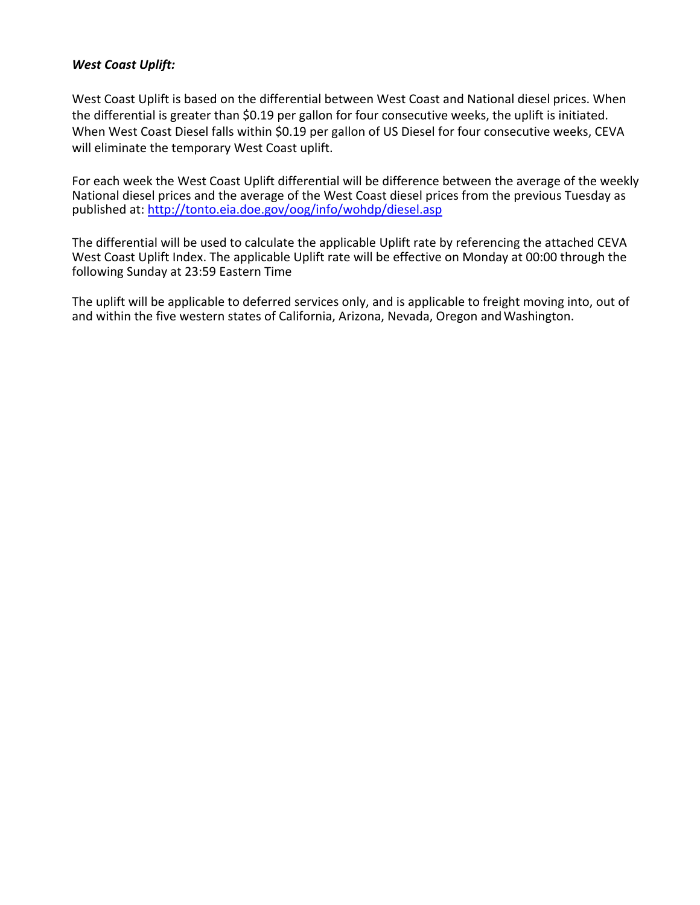***West Coast Uplift:***

West Coast Uplift is based on the differential between West Coast and National diesel prices. When the differential is greater than $0.19 per gallon for four consecutive weeks, the uplift is initiated. When West Coast Diesel falls within $0.19 per gallon of US Diesel for four consecutive weeks, CEVA will eliminate the temporary West Coast uplift.

For each week the West Coast Uplift differential will be difference between the average of the weekly National diesel prices and the average of the West Coast diesel prices from the previous Tuesday as published at: [http://tonto.eia.doe.gov/oog/info/wohdp/diesel.asp](http://tonto.eia.doe.gov/oog/info/wohdp/diesel.asp)

The differential will be used to calculate the applicable Uplift rate by referencing the attached CEVA West Coast Uplift Index. The applicable Uplift rate will be effective on Monday at 00:00 through the following Sunday at 23:59 Eastern Time

The uplift will be applicable to deferred services only, and is applicable to freight moving into, out of and within the five western states of California, Arizona, Nevada, Oregon and Washington.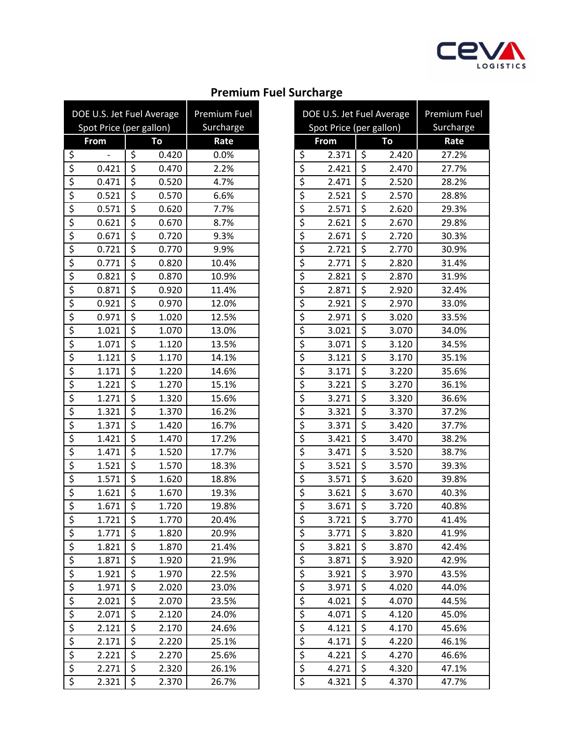## Premium Fuel Surcharge

| DOE U.S. Jet Fuel Average Spot Price (per gallon) | | Premium Fuel Surcharge |
|---|---|---|
| From | To | Rate |
| $ - | $ 0.420 | 0.0% |
| $ 0.421 | $ 0.470 | 2.2% |
| $ 0.471 | $ 0.520 | 4.7% |
| $ 0.521 | $ 0.570 | 6.6% |
| $ 0.571 | $ 0.620 | 7.7% |
| $ 0.621 | $ 0.670 | 8.7% |
| $ 0.671 | $ 0.720 | 9.3% |
| $ 0.721 | $ 0.770 | 9.9% |
| $ 0.771 | $ 0.820 | 10.4% |
| $ 0.821 | $ 0.870 | 10.9% |
| $ 0.871 | $ 0.920 | 11.4% |
| $ 0.921 | $ 0.970 | 12.0% |
| $ 0.971 | $ 1.020 | 12.5% |
| $ 1.021 | $ 1.070 | 13.0% |
| $ 1.071 | $ 1.120 | 13.5% |
| $ 1.121 | $ 1.170 | 14.1% |
| $ 1.171 | $ 1.220 | 14.6% |
| $ 1.221 | $ 1.270 | 15.1% |
| $ 1.271 | $ 1.320 | 15.6% |
| $ 1.321 | $ 1.370 | 16.2% |
| $ 1.371 | $ 1.420 | 16.7% |
| $ 1.421 | $ 1.470 | 17.2% |
| $ 1.471 | $ 1.520 | 17.7% |
| $ 1.521 | $ 1.570 | 18.3% |
| $ 1.571 | $ 1.620 | 18.8% |
| $ 1.621 | $ 1.670 | 19.3% |
| $ 1.671 | $ 1.720 | 19.8% |
| $ 1.721 | $ 1.770 | 20.4% |
| $ 1.771 | $ 1.820 | 20.9% |
| $ 1.821 | $ 1.870 | 21.4% |
| $ 1.871 | $ 1.920 | 21.9% |
| $ 1.921 | $ 1.970 | 22.5% |
| $ 1.971 | $ 2.020 | 23.0% |
| $ 2.021 | $ 2.070 | 23.5% |
| $ 2.071 | $ 2.120 | 24.0% |
| $ 2.121 | $ 2.170 | 24.6% |
| $ 2.171 | $ 2.220 | 25.1% |
| $ 2.221 | $ 2.270 | 25.6% |
| $ 2.271 | $ 2.320 | 26.1% |
| $ 2.321 | $ 2.370 | 26.7% |
| $ 2.371 | $ 2.420 | 27.2% |
| $ 2.421 | $ 2.470 | 27.7% |
| $ 2.471 | $ 2.520 | 28.2% |
| $ 2.521 | $ 2.570 | 28.8% |
| $ 2.571 | $ 2.620 | 29.3% |
| $ 2.621 | $ 2.670 | 29.8% |
| $ 2.671 | $ 2.720 | 30.3% |
| $ 2.721 | $ 2.770 | 30.9% |
| $ 2.771 | $ 2.820 | 31.4% |
| $ 2.821 | $ 2.870 | 31.9% |
| $ 2.871 | $ 2.920 | 32.4% |
| $ 2.921 | $ 2.970 | 33.0% |
| $ 2.971 | $ 3.020 | 33.5% |
| $ 3.021 | $ 3.070 | 34.0% |
| $ 3.071 | $ 3.120 | 34.5% |
| $ 3.121 | $ 3.170 | 35.1% |
| $ 3.171 | $ 3.220 | 35.6% |
| $ 3.221 | $ 3.270 | 36.1% |
| $ 3.271 | $ 3.320 | 36.6% |
| $ 3.321 | $ 3.370 | 37.2% |
| $ 3.371 | $ 3.420 | 37.7% |
| $ 3.421 | $ 3.470 | 38.2% |
| $ 3.471 | $ 3.520 | 38.7% |
| $ 3.521 | $ 3.570 | 39.3% |
| $ 3.571 | $ 3.620 | 39.8% |
| $ 3.621 | $ 3.670 | 40.3% |
| $ 3.671 | $ 3.720 | 40.8% |
| $ 3.721 | $ 3.770 | 41.4% |
| $ 3.771 | $ 3.820 | 41.9% |
| $ 3.821 | $ 3.870 | 42.4% |
| $ 3.871 | $ 3.920 | 42.9% |
| $ 3.921 | $ 3.970 | 43.5% |
| $ 3.971 | $ 4.020 | 44.0% |
| $ 4.021 | $ 4.070 | 44.5% |
| $ 4.071 | $ 4.120 | 45.0% |
| $ 4.121 | $ 4.170 | 45.6% |
| $ 4.171 | $ 4.220 | 46.1% |
| $ 4.221 | $ 4.270 | 46.6% |
| $ 4.271 | $ 4.320 | 47.1% |
| $ 4.321 | $ 4.370 | 47.7% |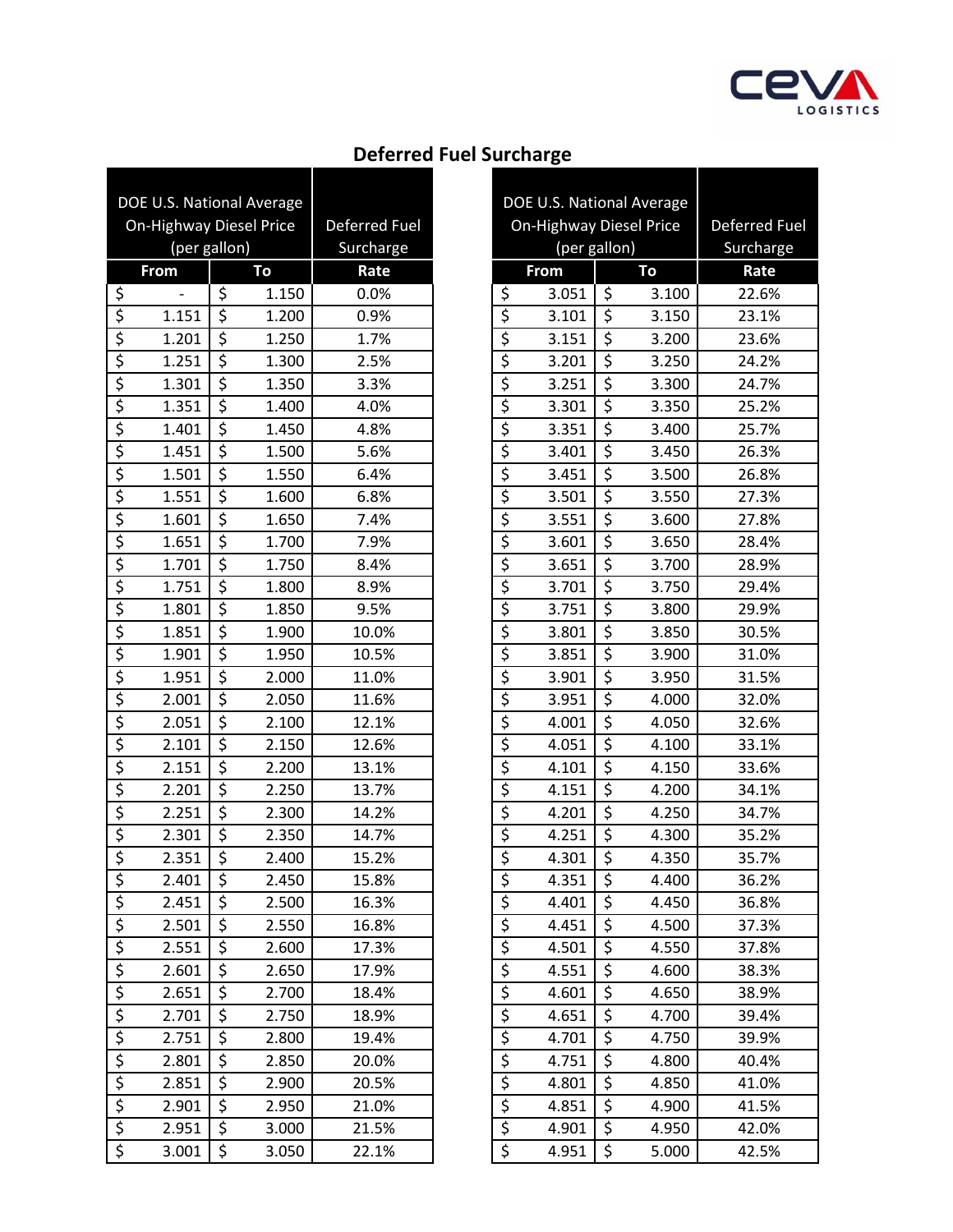## Deferred Fuel Surcharge

| DOE U.S. National Average On-Highway Diesel Price (per gallon) | | Deferred Fuel Surcharge |
|---|---|---|
| From | To | Rate |
| $ - | $ 1.150 | 0.0% |
| $ 1.151 | $ 1.200 | 0.9% |
| $ 1.201 | $ 1.250 | 1.7% |
| $ 1.251 | $ 1.300 | 2.5% |
| $ 1.301 | $ 1.350 | 3.3% |
| $ 1.351 | $ 1.400 | 4.0% |
| $ 1.401 | $ 1.450 | 4.8% |
| $ 1.451 | $ 1.500 | 5.6% |
| $ 1.501 | $ 1.550 | 6.4% |
| $ 1.551 | $ 1.600 | 6.8% |
| $ 1.601 | $ 1.650 | 7.4% |
| $ 1.651 | $ 1.700 | 7.9% |
| $ 1.701 | $ 1.750 | 8.4% |
| $ 1.751 | $ 1.800 | 8.9% |
| $ 1.801 | $ 1.850 | 9.5% |
| $ 1.851 | $ 1.900 | 10.0% |
| $ 1.901 | $ 1.950 | 10.5% |
| $ 1.951 | $ 2.000 | 11.0% |
| $ 2.001 | $ 2.050 | 11.6% |
| $ 2.051 | $ 2.100 | 12.1% |
| $ 2.101 | $ 2.150 | 12.6% |
| $ 2.151 | $ 2.200 | 13.1% |
| $ 2.201 | $ 2.250 | 13.7% |
| $ 2.251 | $ 2.300 | 14.2% |
| $ 2.301 | $ 2.350 | 14.7% |
| $ 2.351 | $ 2.400 | 15.2% |
| $ 2.401 | $ 2.450 | 15.8% |
| $ 2.451 | $ 2.500 | 16.3% |
| $ 2.501 | $ 2.550 | 16.8% |
| $ 2.551 | $ 2.600 | 17.3% |
| $ 2.601 | $ 2.650 | 17.9% |
| $ 2.651 | $ 2.700 | 18.4% |
| $ 2.701 | $ 2.750 | 18.9% |
| $ 2.751 | $ 2.800 | 19.4% |
| $ 2.801 | $ 2.850 | 20.0% |
| $ 2.851 | $ 2.900 | 20.5% |
| $ 2.901 | $ 2.950 | 21.0% |
| $ 2.951 | $ 3.000 | 21.5% |
| $ 3.001 | $ 3.050 | 22.1% |
| $ 3.051 | $ 3.100 | 22.6% |
| $ 3.101 | $ 3.150 | 23.1% |
| $ 3.151 | $ 3.200 | 23.6% |
| $ 3.201 | $ 3.250 | 24.2% |
| $ 3.251 | $ 3.300 | 24.7% |
| $ 3.301 | $ 3.350 | 25.2% |
| $ 3.351 | $ 3.400 | 25.7% |
| $ 3.401 | $ 3.450 | 26.3% |
| $ 3.451 | $ 3.500 | 26.8% |
| $ 3.501 | $ 3.550 | 27.3% |
| $ 3.551 | $ 3.600 | 27.8% |
| $ 3.601 | $ 3.650 | 28.4% |
| $ 3.651 | $ 3.700 | 28.9% |
| $ 3.701 | $ 3.750 | 29.4% |
| $ 3.751 | $ 3.800 | 29.9% |
| $ 3.801 | $ 3.850 | 30.5% |
| $ 3.851 | $ 3.900 | 31.0% |
| $ 3.901 | $ 3.950 | 31.5% |
| $ 3.951 | $ 4.000 | 32.0% |
| $ 4.001 | $ 4.050 | 32.6% |
| $ 4.051 | $ 4.100 | 33.1% |
| $ 4.101 | $ 4.150 | 33.6% |
| $ 4.151 | $ 4.200 | 34.1% |
| $ 4.201 | $ 4.250 | 34.7% |
| $ 4.251 | $ 4.300 | 35.2% |
| $ 4.301 | $ 4.350 | 35.7% |
| $ 4.351 | $ 4.400 | 36.2% |
| $ 4.401 | $ 4.450 | 36.8% |
| $ 4.451 | $ 4.500 | 37.3% |
| $ 4.501 | $ 4.550 | 37.8% |
| $ 4.551 | $ 4.600 | 38.3% |
| $ 4.601 | $ 4.650 | 38.9% |
| $ 4.651 | $ 4.700 | 39.4% |
| $ 4.701 | $ 4.750 | 39.9% |
| $ 4.751 | $ 4.800 | 40.4% |
| $ 4.801 | $ 4.850 | 41.0% |
| $ 4.851 | $ 4.900 | 41.5% |
| $ 4.901 | $ 4.950 | 42.0% |
| $ 4.951 | $ 5.000 | 42.5% |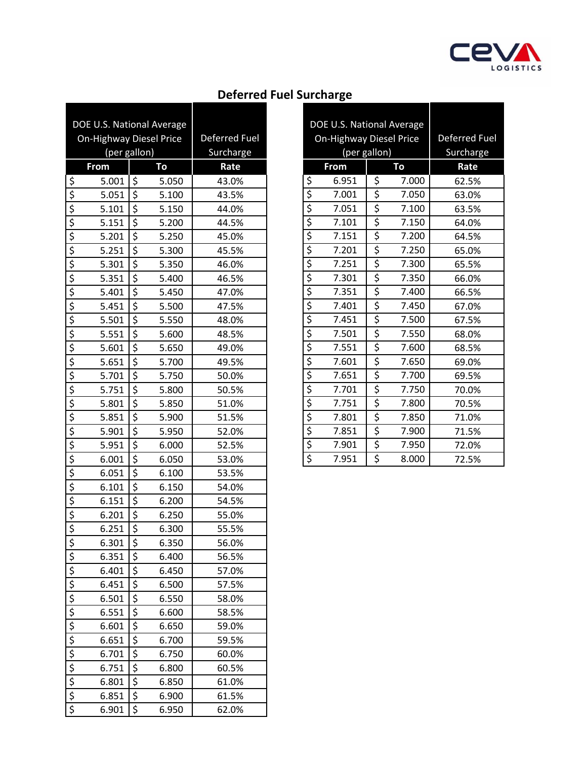# Deferred Fuel Surcharge

| DOE U.S. National Average On-Highway Diesel Price (per gallon) | | Deferred Fuel Surcharge |
|---|---|---|
| From | To | Rate |
| $ 5.001 | $ 5.050 | 43.0% |
| $ 5.051 | $ 5.100 | 43.5% |
| $ 5.101 | $ 5.150 | 44.0% |
| $ 5.151 | $ 5.200 | 44.5% |
| $ 5.201 | $ 5.250 | 45.0% |
| $ 5.251 | $ 5.300 | 45.5% |
| $ 5.301 | $ 5.350 | 46.0% |
| $ 5.351 | $ 5.400 | 46.5% |
| $ 5.401 | $ 5.450 | 47.0% |
| $ 5.451 | $ 5.500 | 47.5% |
| $ 5.501 | $ 5.550 | 48.0% |
| $ 5.551 | $ 5.600 | 48.5% |
| $ 5.601 | $ 5.650 | 49.0% |
| $ 5.651 | $ 5.700 | 49.5% |
| $ 5.701 | $ 5.750 | 50.0% |
| $ 5.751 | $ 5.800 | 50.5% |
| $ 5.801 | $ 5.850 | 51.0% |
| $ 5.851 | $ 5.900 | 51.5% |
| $ 5.901 | $ 5.950 | 52.0% |
| $ 5.951 | $ 6.000 | 52.5% |
| $ 6.001 | $ 6.050 | 53.0% |
| $ 6.051 | $ 6.100 | 53.5% |
| $ 6.101 | $ 6.150 | 54.0% |
| $ 6.151 | $ 6.200 | 54.5% |
| $ 6.201 | $ 6.250 | 55.0% |
| $ 6.251 | $ 6.300 | 55.5% |
| $ 6.301 | $ 6.350 | 56.0% |
| $ 6.351 | $ 6.400 | 56.5% |
| $ 6.401 | $ 6.450 | 57.0% |
| $ 6.451 | $ 6.500 | 57.5% |
| $ 6.501 | $ 6.550 | 58.0% |
| $ 6.551 | $ 6.600 | 58.5% |
| $ 6.601 | $ 6.650 | 59.0% |
| $ 6.651 | $ 6.700 | 59.5% |
| $ 6.701 | $ 6.750 | 60.0% |
| $ 6.751 | $ 6.800 | 60.5% |
| $ 6.801 | $ 6.850 | 61.0% |
| $ 6.851 | $ 6.900 | 61.5% |
| $ 6.901 | $ 6.950 | 62.0% |
| $ 6.951 | $ 7.000 | 62.5% |
| $ 7.001 | $ 7.050 | 63.0% |
| $ 7.051 | $ 7.100 | 63.5% |
| $ 7.101 | $ 7.150 | 64.0% |
| $ 7.151 | $ 7.200 | 64.5% |
| $ 7.201 | $ 7.250 | 65.0% |
| $ 7.251 | $ 7.300 | 65.5% |
| $ 7.301 | $ 7.350 | 66.0% |
| $ 7.351 | $ 7.400 | 66.5% |
| $ 7.401 | $ 7.450 | 67.0% |
| $ 7.451 | $ 7.500 | 67.5% |
| $ 7.501 | $ 7.550 | 68.0% |
| $ 7.551 | $ 7.600 | 68.5% |
| $ 7.601 | $ 7.650 | 69.0% |
| $ 7.651 | $ 7.700 | 69.5% |
| $ 7.701 | $ 7.750 | 70.0% |
| $ 7.751 | $ 7.800 | 70.5% |
| $ 7.801 | $ 7.850 | 71.0% |
| $ 7.851 | $ 7.900 | 71.5% |
| $ 7.901 | $ 7.950 | 72.0% |
| $ 7.951 | $ 8.000 | 72.5% |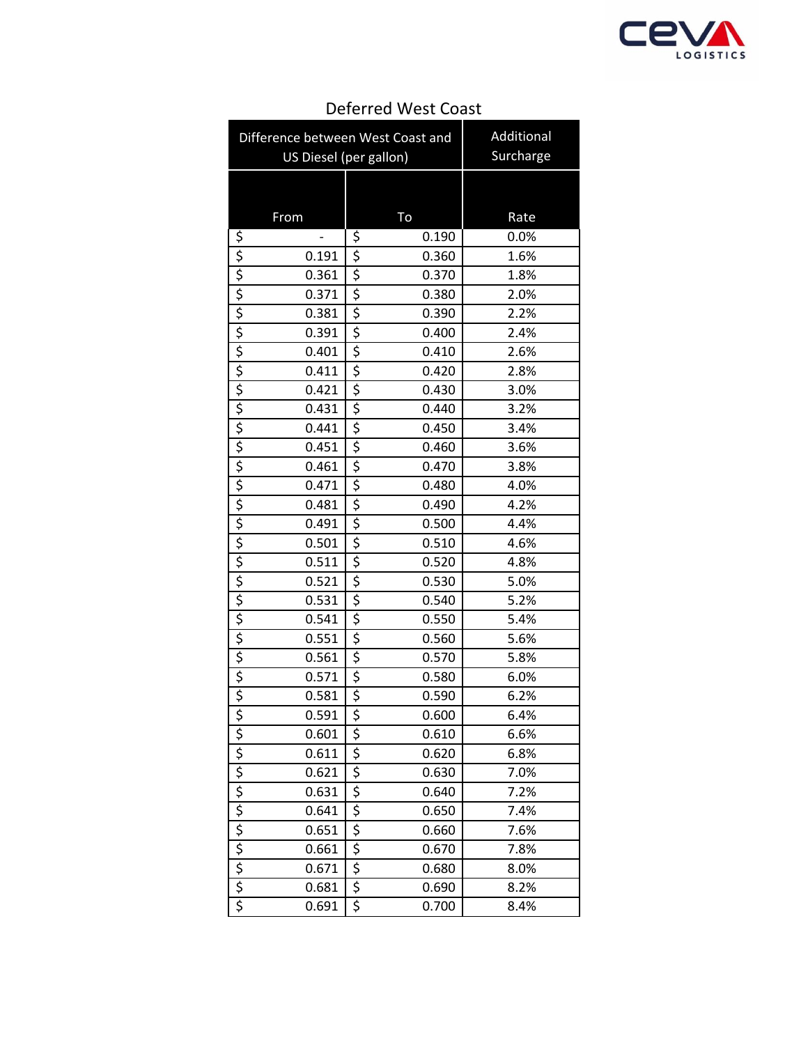## Deferred West Coast

| Difference between West Coast and US Diesel (per gallon) | | Additional Surcharge |
|---|---|---|
| From | To | Rate |
| $ - | $ 0.190 | 0.0% |
| $ 0.191 | $ 0.360 | 1.6% |
| $ 0.361 | $ 0.370 | 1.8% |
| $ 0.371 | $ 0.380 | 2.0% |
| $ 0.381 | $ 0.390 | 2.2% |
| $ 0.391 | $ 0.400 | 2.4% |
| $ 0.401 | $ 0.410 | 2.6% |
| $ 0.411 | $ 0.420 | 2.8% |
| $ 0.421 | $ 0.430 | 3.0% |
| $ 0.431 | $ 0.440 | 3.2% |
| $ 0.441 | $ 0.450 | 3.4% |
| $ 0.451 | $ 0.460 | 3.6% |
| $ 0.461 | $ 0.470 | 3.8% |
| $ 0.471 | $ 0.480 | 4.0% |
| $ 0.481 | $ 0.490 | 4.2% |
| $ 0.491 | $ 0.500 | 4.4% |
| $ 0.501 | $ 0.510 | 4.6% |
| $ 0.511 | $ 0.520 | 4.8% |
| $ 0.521 | $ 0.530 | 5.0% |
| $ 0.531 | $ 0.540 | 5.2% |
| $ 0.541 | $ 0.550 | 5.4% |
| $ 0.551 | $ 0.560 | 5.6% |
| $ 0.561 | $ 0.570 | 5.8% |
| $ 0.571 | $ 0.580 | 6.0% |
| $ 0.581 | $ 0.590 | 6.2% |
| $ 0.591 | $ 0.600 | 6.4% |
| $ 0.601 | $ 0.610 | 6.6% |
| $ 0.611 | $ 0.620 | 6.8% |
| $ 0.621 | $ 0.630 | 7.0% |
| $ 0.631 | $ 0.640 | 7.2% |
| $ 0.641 | $ 0.650 | 7.4% |
| $ 0.651 | $ 0.660 | 7.6% |
| $ 0.661 | $ 0.670 | 7.8% |
| $ 0.671 | $ 0.680 | 8.0% |
| $ 0.681 | $ 0.690 | 8.2% |
| $ 0.691 | $ 0.700 | 8.4% |